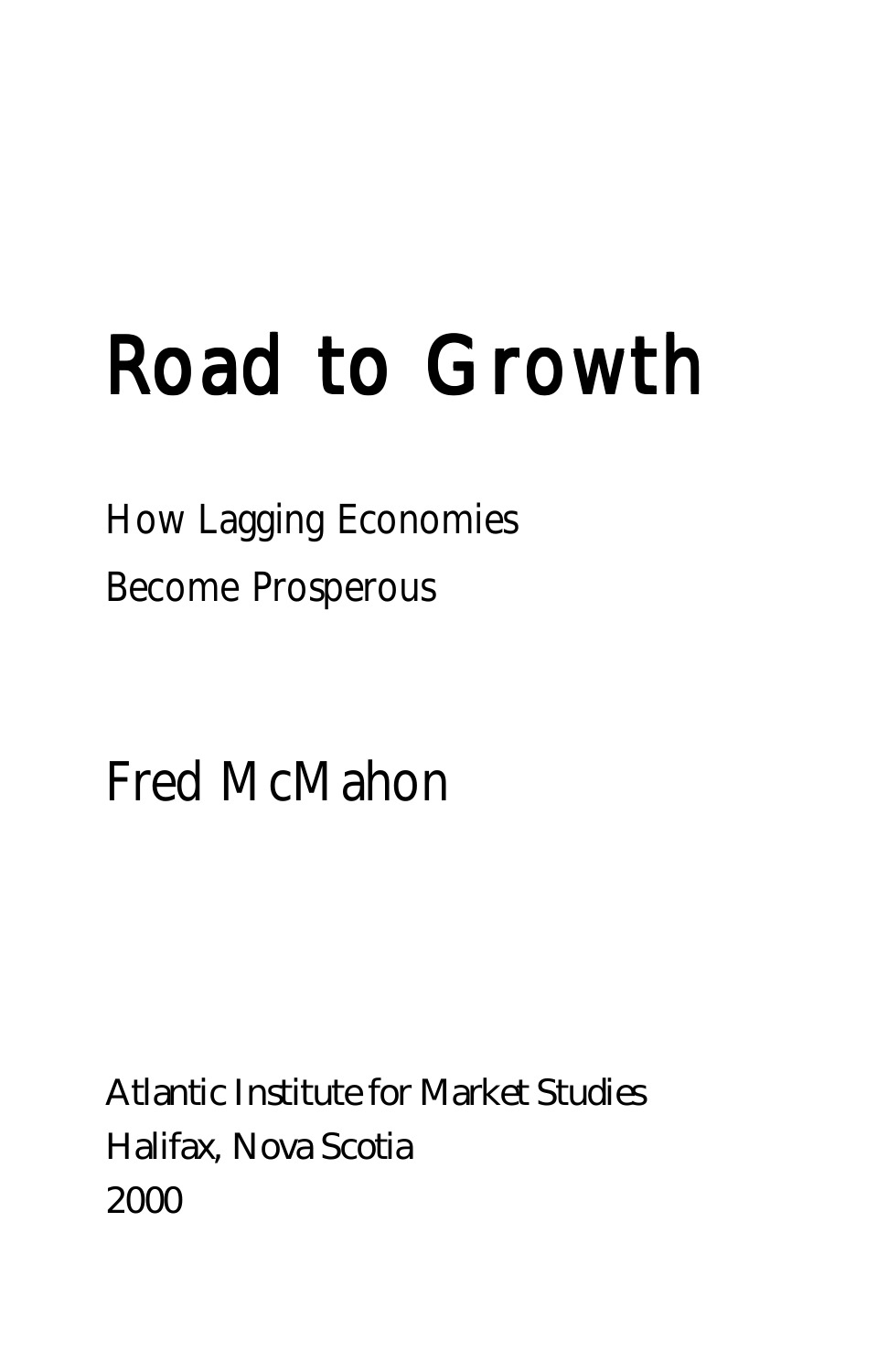# Road to Growth

## How Lagging Economies Become Prosperous

Fred McMahon

Atlantic Institute for Market Studies
Halifax, Nova Scotia
2000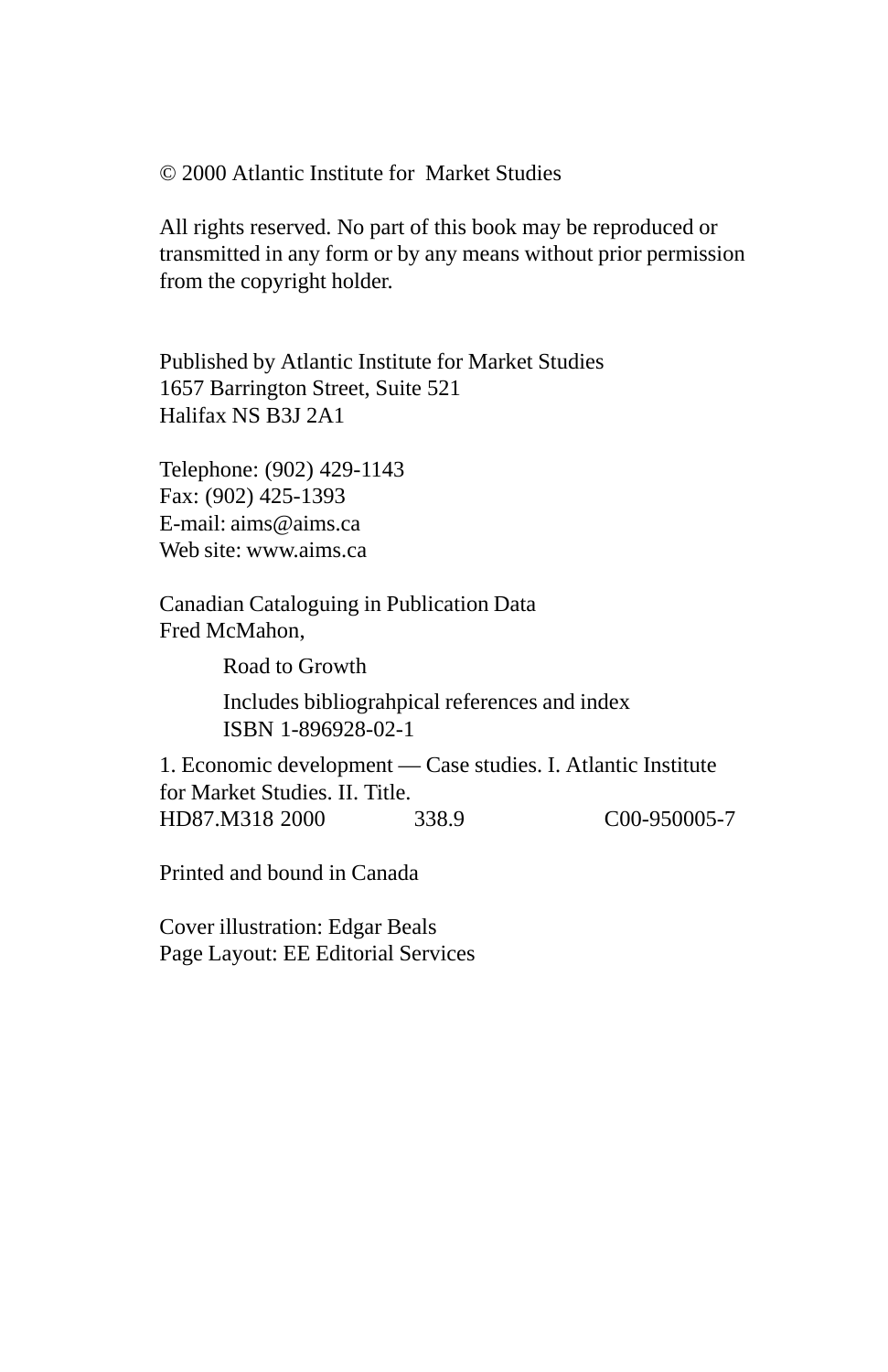© 2000 Atlantic Institute for Market Studies

All rights reserved. No part of this book may be reproduced or transmitted in any form or by any means without prior permission from the copyright holder.

Published by Atlantic Institute for Market Studies
1657 Barrington Street, Suite 521
Halifax NS B3J 2A1

Telephone: (902) 429-1143
Fax: (902) 425-1393
E-mail: aims@aims.ca
Web site: www.aims.ca

Canadian Cataloguing in Publication Data
Fred McMahon,

Road to Growth

Includes bibliograhpical references and index
ISBN 1-896928-02-1

1. Economic development — Case studies. I. Atlantic Institute for Market Studies. II. Title.
HD87.M318 2000 338.9 C00-950005-7

Printed and bound in Canada

Cover illustration: Edgar Beals
Page Layout: EE Editorial Services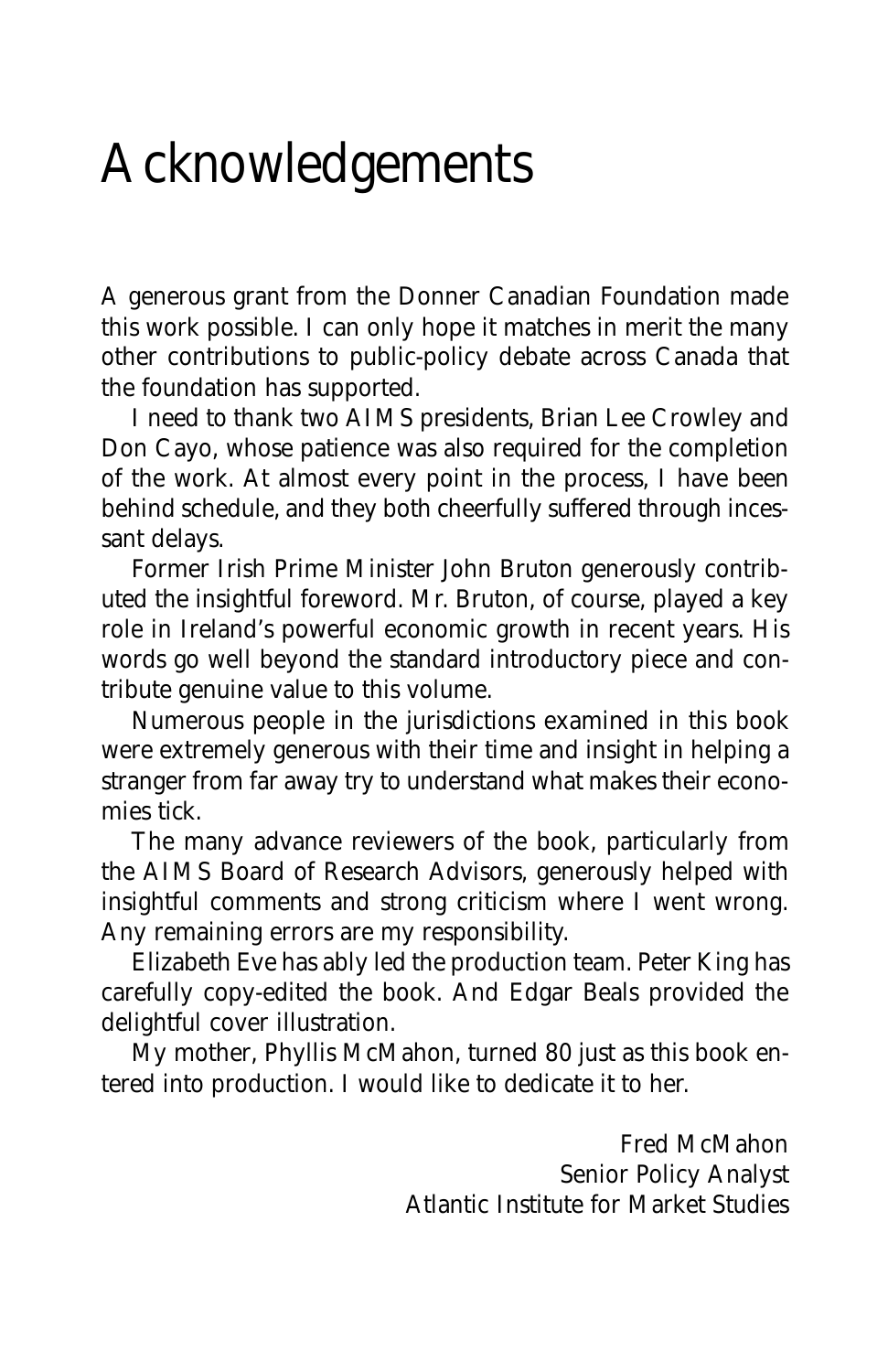# Acknowledgements

A generous grant from the Donner Canadian Foundation made this work possible. I can only hope it matches in merit the many other contributions to public-policy debate across Canada that the foundation has supported.

I need to thank two AIMS presidents, Brian Lee Crowley and Don Cayo, whose patience was also required for the completion of the work. At almost every point in the process, I have been behind schedule, and they both cheerfully suffered through incessant delays.

Former Irish Prime Minister John Bruton generously contributed the insightful foreword. Mr. Bruton, of course, played a key role in Ireland's powerful economic growth in recent years. His words go well beyond the standard introductory piece and contribute genuine value to this volume.

Numerous people in the jurisdictions examined in this book were extremely generous with their time and insight in helping a stranger from far away try to understand what makes their economies tick.

The many advance reviewers of the book, particularly from the AIMS Board of Research Advisors, generously helped with insightful comments and strong criticism where I went wrong. Any remaining errors are my responsibility.

Elizabeth Eve has ably led the production team. Peter King has carefully copy-edited the book. And Edgar Beals provided the delightful cover illustration.

My mother, Phyllis McMahon, turned 80 just as this book entered into production. I would like to dedicate it to her.

Fred McMahon
Senior Policy Analyst
Atlantic Institute for Market Studies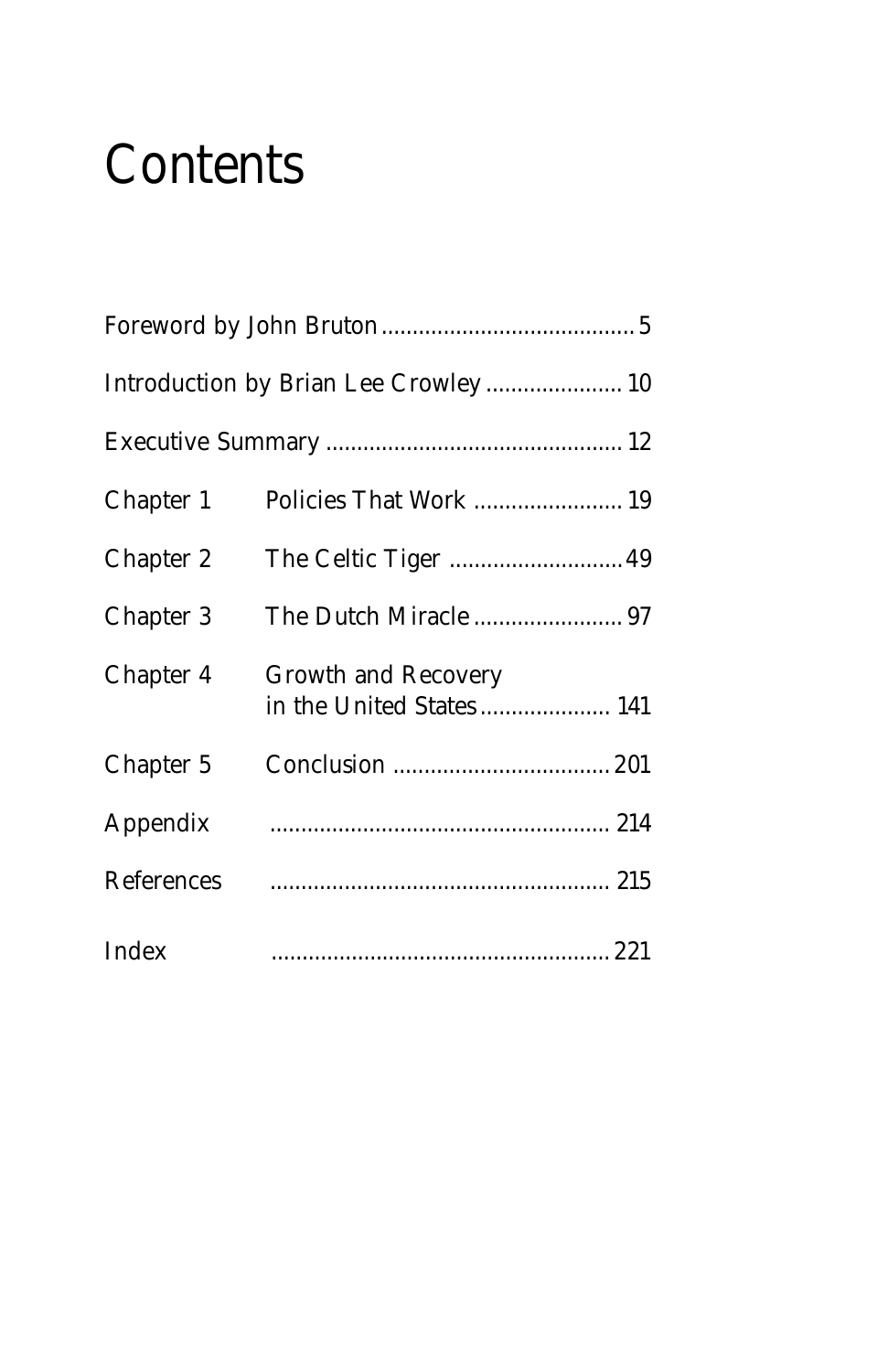# Contents

Foreword by John Bruton ........................................ 5

Introduction by Brian Lee Crowley ..................... 10

Executive Summary ............................................... 12

Chapter 1 Policies That Work ........................ 19

Chapter 2 The Celtic Tiger ............................ 49

Chapter 3 The Dutch Miracle ........................ 97

Chapter 4 Growth and Recovery in the United States ..................... 141

Chapter 5 Conclusion ................................... 201

Appendix ....................................................... 214

References ....................................................... 215

Index ....................................................... 221